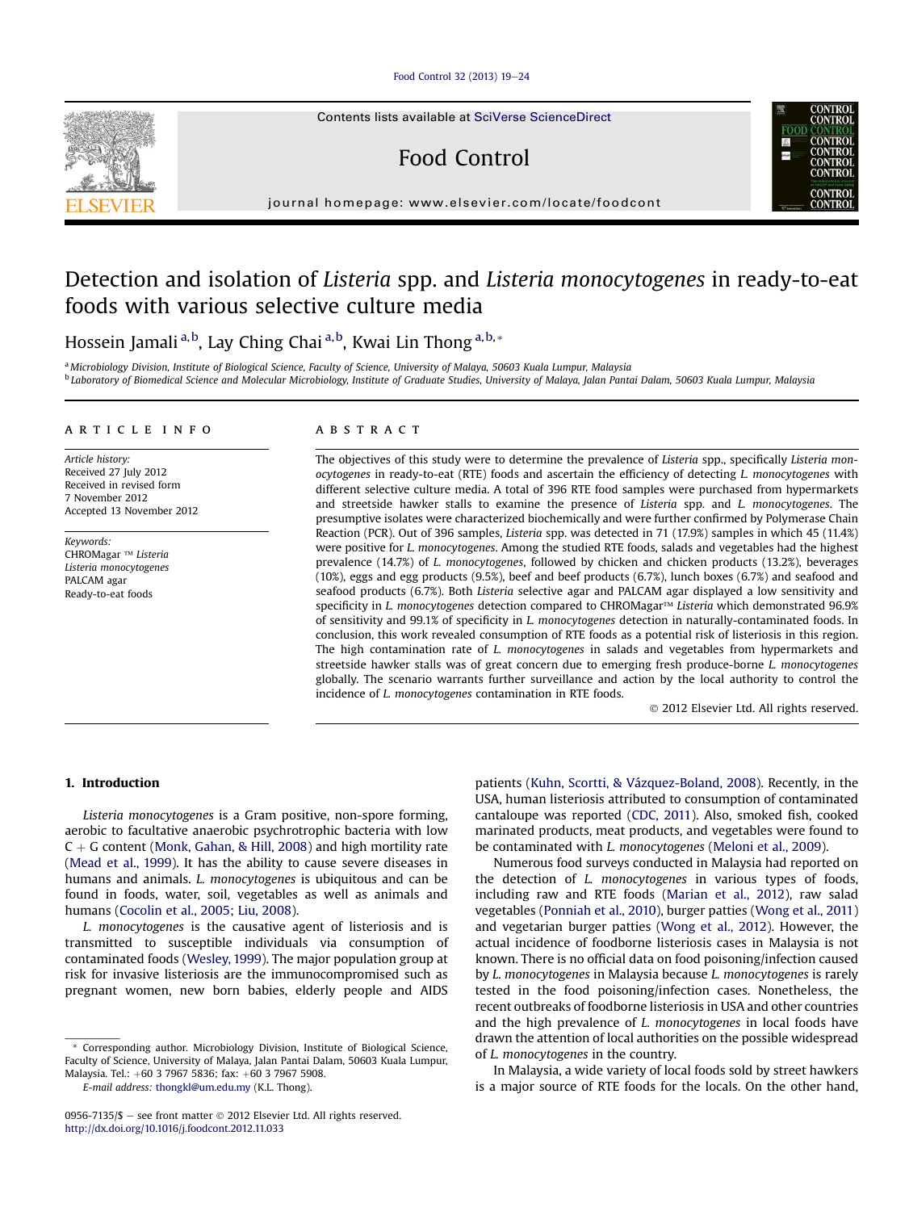# Detection and isolation of *Listeria* spp. and *Listeria monocytogenes* in ready-to-eat foods with various selective culture media

Hossein Jamali [a,b], Lay Ching Chai [a,b], Kwai Lin Thong [a,b,*]

[a] Microbiology Division, Institute of Biological Science, Faculty of Science, University of Malaya, 50603 Kuala Lumpur, Malaysia

[b] Laboratory of Biomedical Science and Molecular Microbiology, Institute of Graduate Studies, University of Malaya, Jalan Pantai Dalam, 50603 Kuala Lumpur, Malaysia

## ARTICLE INFO

*Article history:*
Received 27 July 2012
Received in revised form
7 November 2012
Accepted 13 November 2012

*Keywords:*
CHROMagar ™ *Listeria*
*Listeria monocytogenes*
PALCAM agar
Ready-to-eat foods

## ABSTRACT

The objectives of this study were to determine the prevalence of *Listeria* spp., specifically *Listeria monocytogenes* in ready-to-eat (RTE) foods and ascertain the efficiency of detecting *L. monocytogenes* with different selective culture media. A total of 396 RTE food samples were purchased from hypermarkets and streetside hawker stalls to examine the presence of *Listeria* spp. and *L. monocytogenes*. The presumptive isolates were characterized biochemically and were further confirmed by Polymerase Chain Reaction (PCR). Out of 396 samples, *Listeria* spp. was detected in 71 (17.9%) samples in which 45 (11.4%) were positive for *L. monocytogenes*. Among the studied RTE foods, salads and vegetables had the highest prevalence (14.7%) of *L. monocytogenes*, followed by chicken and chicken products (13.2%), beverages (10%), eggs and egg products (9.5%), beef and beef products (6.7%), lunch boxes (6.7%) and seafood and seafood products (6.7%). Both *Listeria* selective agar and PALCAM agar displayed a low sensitivity and specificity in *L. monocytogenes* detection compared to CHROMagar™ *Listeria* which demonstrated 96.9% of sensitivity and 99.1% of specificity in *L. monocytogenes* detection in naturally-contaminated foods. In conclusion, this work revealed consumption of RTE foods as a potential risk of listeriosis in this region. The high contamination rate of *L. monocytogenes* in salads and vegetables from hypermarkets and streetside hawker stalls was of great concern due to emerging fresh produce-borne *L. monocytogenes* globally. The scenario warrants further surveillance and action by the local authority to control the incidence of *L. monocytogenes* contamination in RTE foods.

© 2012 Elsevier Ltd. All rights reserved.

## 1. Introduction

*Listeria monocytogenes* is a Gram positive, non-spore forming, aerobic to facultative anaerobic psychrotrophic bacteria with low C + G content (Monk, Gahan, & Hill, 2008) and high mortility rate (Mead et al., 1999). It has the ability to cause severe diseases in humans and animals. *L. monocytogenes* is ubiquitous and can be found in foods, water, soil, vegetables as well as animals and humans (Cocolin et al., 2005; Liu, 2008).

*L. monocytogenes* is the causative agent of listeriosis and is transmitted to susceptible individuals via consumption of contaminated foods (Wesley, 1999). The major population group at risk for invasive listeriosis are the immunocompromised such as pregnant women, new born babies, elderly people and AIDS patients (Kuhn, Scortti, & Vázquez-Boland, 2008). Recently, in the USA, human listeriosis attributed to consumption of contaminated cantaloupe was reported (CDC, 2011). Also, smoked fish, cooked marinated products, meat products, and vegetables were found to be contaminated with *L. monocytogenes* (Meloni et al., 2009).

Numerous food surveys conducted in Malaysia had reported on the detection of *L. monocytogenes* in various types of foods, including raw and RTE foods (Marian et al., 2012), raw salad vegetables (Ponniah et al., 2010), burger patties (Wong et al., 2011) and vegetarian burger patties (Wong et al., 2012). However, the actual incidence of foodborne listeriosis cases in Malaysia is not known. There is no official data on food poisoning/infection caused by *L. monocytogenes* in Malaysia because *L. monocytogenes* is rarely tested in the food poisoning/infection cases. Nonetheless, the recent outbreaks of foodborne listeriosis in USA and other countries and the high prevalence of *L. monocytogenes* in local foods have drawn the attention of local authorities on the possible widespread of *L. monocytogenes* in the country.

In Malaysia, a wide variety of local foods sold by street hawkers is a major source of RTE foods for the locals. On the other hand,

* Corresponding author. Microbiology Division, Institute of Biological Science, Faculty of Science, University of Malaya, Jalan Pantai Dalam, 50603 Kuala Lumpur, Malaysia. Tel.: +60 3 7967 5836; fax: +60 3 7967 5908.
*E-mail address:* thongkl@um.edu.my (K.L. Thong).

0956-7135/$ – see front matter © 2012 Elsevier Ltd. All rights reserved.
http://dx.doi.org/10.1016/j.foodcont.2012.11.033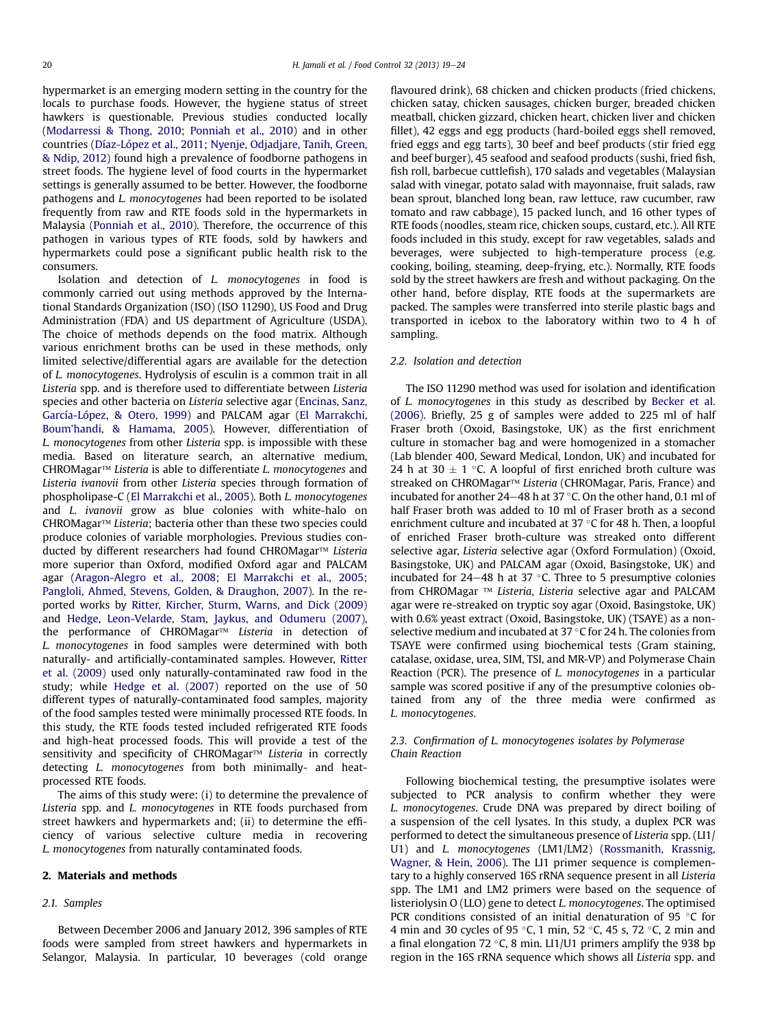hypermarket is an emerging modern setting in the country for the locals to purchase foods. However, the hygiene status of street hawkers is questionable. Previous studies conducted locally (Modarressi & Thong, 2010; Ponniah et al., 2010) and in other countries (Díaz-López et al., 2011; Nyenje, Odjadjare, Tanih, Green, & Ndip, 2012) found high a prevalence of foodborne pathogens in street foods. The hygiene level of food courts in the hypermarket settings is generally assumed to be better. However, the foodborne pathogens and *L. monocytogenes* had been reported to be isolated frequently from raw and RTE foods sold in the hypermarkets in Malaysia (Ponniah et al., 2010). Therefore, the occurrence of this pathogen in various types of RTE foods, sold by hawkers and hypermarkets could pose a significant public health risk to the consumers.

Isolation and detection of *L. monocytogenes* in food is commonly carried out using methods approved by the International Standards Organization (ISO) (ISO 11290), US Food and Drug Administration (FDA) and US department of Agriculture (USDA). The choice of methods depends on the food matrix. Although various enrichment broths can be used in these methods, only limited selective/differential agars are available for the detection of *L. monocytogenes*. Hydrolysis of esculin is a common trait in all *Listeria* spp. and is therefore used to differentiate between *Listeria* species and other bacteria on *Listeria* selective agar (Encinas, Sanz, García-López, & Otero, 1999) and PALCAM agar (El Marrakchi, Boum'handi, & Hamama, 2005). However, differentiation of *L. monocytogenes* from other *Listeria* spp. is impossible with these media. Based on literature search, an alternative medium, CHROMagar™ *Listeria* is able to differentiate *L. monocytogenes* and *Listeria ivanovii* from other *Listeria* species through formation of phospholipase-C (El Marrakchi et al., 2005). Both *L. monocytogenes* and *L. ivanovii* grow as blue colonies with white-halo on CHROMagar™ *Listeria*; bacteria other than these two species could produce colonies of variable morphologies. Previous studies conducted by different researchers had found CHROMagar™ *Listeria* more superior than Oxford, modified Oxford agar and PALCAM agar (Aragon-Alegro et al., 2008; El Marrakchi et al., 2005; Pangloli, Ahmed, Stevens, Golden, & Draughon, 2007). In the reported works by Ritter, Kircher, Sturm, Warns, and Dick (2009) and Hedge, Leon-Velarde, Stam, Jaykus, and Odumeru (2007), the performance of CHROMagar™ *Listeria* in detection of *L. monocytogenes* in food samples were determined with both naturally- and artificially-contaminated samples. However, Ritter et al. (2009) used only naturally-contaminated raw food in the study; while Hedge et al. (2007) reported on the use of 50 different types of naturally-contaminated food samples, majority of the food samples tested were minimally processed RTE foods. In this study, the RTE foods tested included refrigerated RTE foods and high-heat processed foods. This will provide a test of the sensitivity and specificity of CHROMagar™ *Listeria* in correctly detecting *L. monocytogenes* from both minimally- and heat-processed RTE foods.

The aims of this study were: (i) to determine the prevalence of *Listeria* spp. and *L. monocytogenes* in RTE foods purchased from street hawkers and hypermarkets and; (ii) to determine the efficiency of various selective culture media in recovering *L. monocytogenes* from naturally contaminated foods.

## 2. Materials and methods

### 2.1. Samples

Between December 2006 and January 2012, 396 samples of RTE foods were sampled from street hawkers and hypermarkets in Selangor, Malaysia. In particular, 10 beverages (cold orange flavoured drink), 68 chicken and chicken products (fried chickens, chicken satay, chicken sausages, chicken burger, breaded chicken meatball, chicken gizzard, chicken heart, chicken liver and chicken fillet), 42 eggs and egg products (hard-boiled eggs shell removed, fried eggs and egg tarts), 30 beef and beef products (stir fried egg and beef burger), 45 seafood and seafood products (sushi, fried fish, fish roll, barbecue cuttlefish), 170 salads and vegetables (Malaysian salad with vinegar, potato salad with mayonnaise, fruit salads, raw bean sprout, blanched long bean, raw lettuce, raw cucumber, raw tomato and raw cabbage), 15 packed lunch, and 16 other types of RTE foods (noodles, steam rice, chicken soups, custard, etc.). All RTE foods included in this study, except for raw vegetables, salads and beverages, were subjected to high-temperature process (e.g. cooking, boiling, steaming, deep-frying, etc.). Normally, RTE foods sold by the street hawkers are fresh and without packaging. On the other hand, before display, RTE foods at the supermarkets are packed. The samples were transferred into sterile plastic bags and transported in icebox to the laboratory within two to 4 h of sampling.

### 2.2. Isolation and detection

The ISO 11290 method was used for isolation and identification of *L. monocytogenes* in this study as described by Becker et al. (2006). Briefly, 25 g of samples were added to 225 ml of half Fraser broth (Oxoid, Basingstoke, UK) as the first enrichment culture in stomacher bag and were homogenized in a stomacher (Lab blender 400, Seward Medical, London, UK) and incubated for 24 h at 30 ± 1 °C. A loopful of first enriched broth culture was streaked on CHROMagar™ *Listeria* (CHROMagar, Paris, France) and incubated for another 24–48 h at 37 °C. On the other hand, 0.1 ml of half Fraser broth was added to 10 ml of Fraser broth as a second enrichment culture and incubated at 37 °C for 48 h. Then, a loopful of enriched Fraser broth-culture was streaked onto different selective agar, *Listeria* selective agar (Oxford Formulation) (Oxoid, Basingstoke, UK) and PALCAM agar (Oxoid, Basingstoke, UK) and incubated for 24–48 h at 37 °C. Three to 5 presumptive colonies from CHROMagar ™ *Listeria*, *Listeria* selective agar and PALCAM agar were re-streaked on tryptic soy agar (Oxoid, Basingstoke, UK) with 0.6% yeast extract (Oxoid, Basingstoke, UK) (TSAYE) as a non-selective medium and incubated at 37 °C for 24 h. The colonies from TSAYE were confirmed using biochemical tests (Gram staining, catalase, oxidase, urea, SIM, TSI, and MR-VP) and Polymerase Chain Reaction (PCR). The presence of *L. monocytogenes* in a particular sample was scored positive if any of the presumptive colonies obtained from any of the three media were confirmed as *L. monocytogenes*.

### 2.3. Confirmation of L. monocytogenes isolates by Polymerase Chain Reaction

Following biochemical testing, the presumptive isolates were subjected to PCR analysis to confirm whether they were *L. monocytogenes*. Crude DNA was prepared by direct boiling of a suspension of the cell lysates. In this study, a duplex PCR was performed to detect the simultaneous presence of *Listeria* spp. (LI1/U1) and *L. monocytogenes* (LM1/LM2) (Rossmanith, Krassnig, Wagner, & Hein, 2006). The LI1 primer sequence is complementary to a highly conserved 16S rRNA sequence present in all *Listeria* spp. The LM1 and LM2 primers were based on the sequence of listeriolysin O (LLO) gene to detect *L. monocytogenes*. The optimised PCR conditions consisted of an initial denaturation of 95 °C for 4 min and 30 cycles of 95 °C, 1 min, 52 °C, 45 s, 72 °C, 2 min and a final elongation 72 °C, 8 min. LI1/U1 primers amplify the 938 bp region in the 16S rRNA sequence which shows all *Listeria* spp. and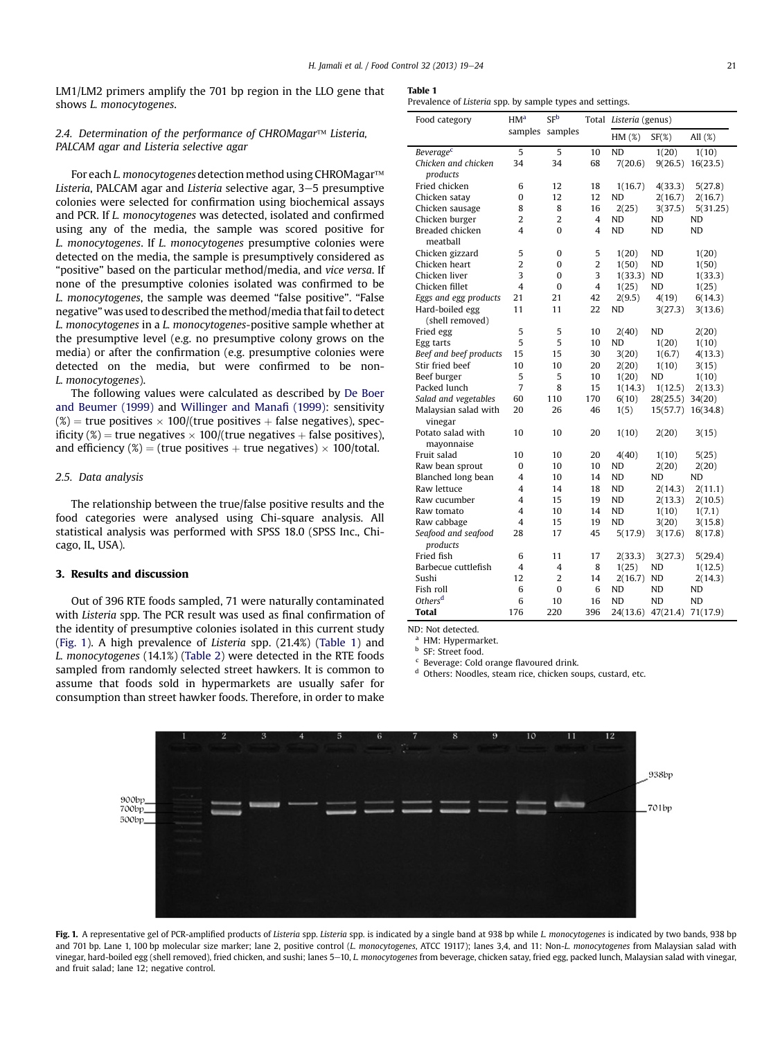LM1/LM2 primers amplify the 701 bp region in the LLO gene that shows *L. monocytogenes*.

### 2.4. Determination of the performance of CHROMagar™ Listeria, PALCAM agar and Listeria selective agar

For each *L. monocytogenes* detection method using CHROMagar™ *Listeria*, PALCAM agar and *Listeria* selective agar, 3–5 presumptive colonies were selected for confirmation using biochemical assays and PCR. If *L. monocytogenes* was detected, isolated and confirmed using any of the media, the sample was scored positive for *L. monocytogenes*. If *L. monocytogenes* presumptive colonies were detected on the media, the sample is presumptively considered as "positive" based on the particular method/media, and *vice versa*. If none of the presumptive colonies isolated was confirmed to be *L. monocytogenes*, the sample was deemed "false positive". "False negative" was used to described the method/media that fail to detect *L. monocytogenes* in a *L. monocytogenes*-positive sample whether at the presumptive level (e.g. no presumptive colony grows on the media) or after the confirmation (e.g. presumptive colonies were detected on the media, but were confirmed to be non-*L. monocytogenes*).

The following values were calculated as described by De Boer and Beumer (1999) and Willinger and Manafi (1999): sensitivity (%) = true positives × 100/(true positives + false negatives), specificity (%) = true negatives × 100/(true negatives + false positives), and efficiency (%) = (true positives + true negatives) × 100/total.

### 2.5. Data analysis

The relationship between the true/false positive results and the food categories were analysed using Chi-square analysis. All statistical analysis was performed with SPSS 18.0 (SPSS Inc., Chicago, IL, USA).

## 3. Results and discussion

Out of 396 RTE foods sampled, 71 were naturally contaminated with *Listeria* spp. The PCR result was used as final confirmation of the identity of presumptive colonies isolated in this current study (Fig. 1). A high prevalence of *Listeria* spp. (21.4%) (Table 1) and *L. monocytogenes* (14.1%) (Table 2) were detected in the RTE foods sampled from randomly selected street hawkers. It is common to assume that foods sold in hypermarkets are usually safer for consumption than street hawker foods. Therefore, in order to make

**Table 1**
Prevalence of *Listeria* spp. by sample types and settings.

| Food category | HM[a] samples | SF[b] samples | Total | *Listeria* (genus) | | |
|---|---|---|---|---|---|---|
| | | | | HM (%) | SF(%) | All (%) |
| *Beverage*[c] | 5 | 5 | 10 | ND | 1(20) | 1(10) |
| *Chicken and chicken products* | 34 | 34 | 68 | 7(20.6) | 9(26.5) | 16(23.5) |
| Fried chicken | 6 | 12 | 18 | 1(16.7) | 4(33.3) | 5(27.8) |
| Chicken satay | 0 | 12 | 12 | ND | 2(16.7) | 2(16.7) |
| Chicken sausage | 8 | 8 | 16 | 2(25) | 3(37.5) | 5(31.25) |
| Chicken burger | 2 | 2 | 4 | ND | ND | ND |
| Breaded chicken meatball | 4 | 0 | 4 | ND | ND | ND |
| Chicken gizzard | 5 | 0 | 5 | 1(20) | ND | 1(20) |
| Chicken heart | 2 | 0 | 2 | 1(50) | ND | 1(50) |
| Chicken liver | 3 | 0 | 3 | 1(33.3) | ND | 1(33.3) |
| Chicken fillet | 4 | 0 | 4 | 1(25) | ND | 1(25) |
| *Eggs and egg products* | 21 | 21 | 42 | 2(9.5) | 4(19) | 6(14.3) |
| Hard-boiled egg (shell removed) | 11 | 11 | 22 | ND | 3(27.3) | 3(13.6) |
| Fried egg | 5 | 5 | 10 | 2(40) | ND | 2(20) |
| Egg tarts | 5 | 5 | 10 | ND | 1(20) | 1(10) |
| *Beef and beef products* | 15 | 15 | 30 | 3(20) | 1(6.7) | 4(13.3) |
| Stir fried beef | 10 | 10 | 20 | 2(20) | 1(10) | 3(15) |
| Beef burger | 5 | 5 | 10 | 1(20) | ND | 1(10) |
| Packed lunch | 7 | 8 | 15 | 1(14.3) | 1(12.5) | 2(13.3) |
| *Salad and vegetables* | 60 | 110 | 170 | 6(10) | 28(25.5) | 34(20) |
| Malaysian salad with vinegar | 20 | 26 | 46 | 1(5) | 15(57.7) | 16(34.8) |
| Potato salad with mayonnaise | 10 | 10 | 20 | 1(10) | 2(20) | 3(15) |
| Fruit salad | 10 | 10 | 20 | 4(40) | 1(10) | 5(25) |
| Raw bean sprout | 0 | 10 | 10 | ND | 2(20) | 2(20) |
| Blanched long bean | 4 | 10 | 14 | ND | ND | ND |
| Raw lettuce | 4 | 14 | 18 | ND | 2(14.3) | 2(11.1) |
| Raw cucumber | 4 | 15 | 19 | ND | 2(13.3) | 2(10.5) |
| Raw tomato | 4 | 10 | 14 | ND | 1(10) | 1(7.1) |
| Raw cabbage | 4 | 15 | 19 | ND | 3(20) | 3(15.8) |
| *Seafood and seafood products* | 28 | 17 | 45 | 5(17.9) | 3(17.6) | 8(17.8) |
| Fried fish | 6 | 11 | 17 | 2(33.3) | 3(27.3) | 5(29.4) |
| Barbecue cuttlefish | 4 | 4 | 8 | 1(25) | ND | 1(12.5) |
| Sushi | 12 | 2 | 14 | 2(16.7) | ND | 2(14.3) |
| Fish roll | 6 | 0 | 6 | ND | ND | ND |
| *Others*[d] | 6 | 10 | 16 | ND | ND | ND |
| **Total** | 176 | 220 | 396 | 24(13.6) | 47(21.4) | 71(17.9) |

ND: Not detected.
[a] HM: Hypermarket.
[b] SF: Street food.
[c] Beverage: Cold orange flavoured drink.
[d] Others: Noodles, steam rice, chicken soups, custard, etc.

**Fig. 1.** A representative gel of PCR-amplified products of *Listeria* spp. *Listeria* spp. is indicated by a single band at 938 bp while *L. monocytogenes* is indicated by two bands, 938 bp and 701 bp. Lane 1, 100 bp molecular size marker; lane 2, positive control (*L. monocytogenes*, ATCC 19117); lanes 3,4, and 11: Non-*L. monocytogenes* from Malaysian salad with vinegar, hard-boiled egg (shell removed), fried chicken, and sushi; lanes 5–10, *L. monocytogenes* from beverage, chicken satay, fried egg, packed lunch, Malaysian salad with vinegar, and fruit salad; lane 12; negative control.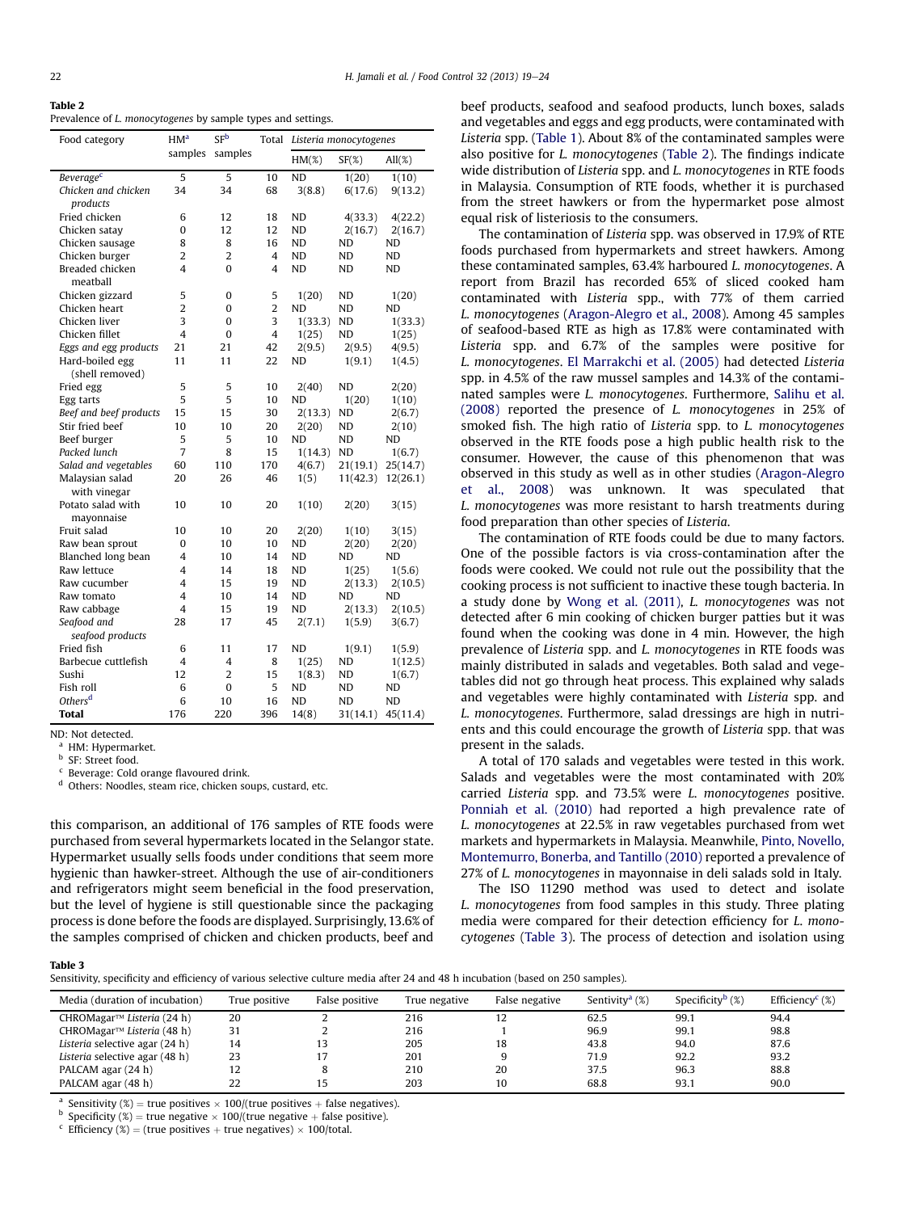**Table 2**
Prevalence of *L. monocytogenes* by sample types and settings.

| Food category | HM[a] samples | SF[b] samples | Total | *Listeria monocytogenes* | | |
|---|---|---|---|---|---|---|
| | | | | HM(%) | SF(%) | All(%) |
| *Beverage*[c] | 5 | 5 | 10 | ND | 1(20) | 1(10) |
| *Chicken and chicken products* | 34 | 34 | 68 | 3(8.8) | 6(17.6) | 9(13.2) |
| Fried chicken | 6 | 12 | 18 | ND | 4(33.3) | 4(22.2) |
| Chicken satay | 0 | 12 | 12 | ND | 2(16.7) | 2(16.7) |
| Chicken sausage | 8 | 8 | 16 | ND | ND | ND |
| Chicken burger | 2 | 2 | 4 | ND | ND | ND |
| Breaded chicken meatball | 4 | 0 | 4 | ND | ND | ND |
| Chicken gizzard | 5 | 0 | 5 | 1(20) | ND | 1(20) |
| Chicken heart | 2 | 0 | 2 | ND | ND | ND |
| Chicken liver | 3 | 0 | 3 | 1(33.3) | ND | 1(33.3) |
| Chicken fillet | 4 | 0 | 4 | 1(25) | ND | 1(25) |
| *Eggs and egg products* | 21 | 21 | 42 | 2(9.5) | 2(9.5) | 4(9.5) |
| Hard-boiled egg (shell removed) | 11 | 11 | 22 | ND | 1(9.1) | 1(4.5) |
| Fried egg | 5 | 5 | 10 | 2(40) | ND | 2(20) |
| Egg tarts | 5 | 5 | 10 | ND | 1(20) | 1(10) |
| *Beef and beef products* | 15 | 15 | 30 | 2(13.3) | ND | 2(6.7) |
| Stir fried beef | 10 | 10 | 20 | 2(20) | ND | 2(10) |
| Beef burger | 5 | 5 | 10 | ND | ND | ND |
| *Packed lunch* | 7 | 8 | 15 | 1(14.3) | ND | 1(6.7) |
| *Salad and vegetables* | 60 | 110 | 170 | 4(6.7) | 21(19.1) | 25(14.7) |
| Malaysian salad with vinegar | 20 | 26 | 46 | 1(5) | 11(42.3) | 12(26.1) |
| Potato salad with mayonnaise | 10 | 10 | 20 | 1(10) | 2(20) | 3(15) |
| Fruit salad | 10 | 10 | 20 | 2(20) | 1(10) | 3(15) |
| Raw bean sprout | 0 | 10 | 10 | ND | 2(20) | 2(20) |
| Blanched long bean | 4 | 10 | 14 | ND | ND | ND |
| Raw lettuce | 4 | 14 | 18 | ND | 1(25) | 1(5.6) |
| Raw cucumber | 4 | 15 | 19 | ND | 2(13.3) | 2(10.5) |
| Raw tomato | 4 | 10 | 14 | ND | ND | ND |
| Raw cabbage | 4 | 15 | 19 | ND | 2(13.3) | 2(10.5) |
| *Seafood and seafood products* | 28 | 17 | 45 | 2(7.1) | 1(5.9) | 3(6.7) |
| Fried fish | 6 | 11 | 17 | ND | 1(9.1) | 1(5.9) |
| Barbecue cuttlefish | 4 | 4 | 8 | 1(25) | ND | 1(12.5) |
| Sushi | 12 | 2 | 15 | 1(8.3) | ND | 1(6.7) |
| Fish roll | 6 | 0 | 5 | ND | ND | ND |
| *Others*[d] | 6 | 10 | 16 | ND | ND | ND |
| **Total** | 176 | 220 | 396 | 14(8) | 31(14.1) | 45(11.4) |

ND: Not detected.
[a] HM: Hypermarket.
[b] SF: Street food.
[c] Beverage: Cold orange flavoured drink.
[d] Others: Noodles, steam rice, chicken soups, custard, etc.

this comparison, an additional of 176 samples of RTE foods were purchased from several hypermarkets located in the Selangor state. Hypermarket usually sells foods under conditions that seem more hygienic than hawker-street. Although the use of air-conditioners and refrigerators might seem beneficial in the food preservation, but the level of hygiene is still questionable since the packaging process is done before the foods are displayed. Surprisingly, 13.6% of the samples comprised of chicken and chicken products, beef and beef products, seafood and seafood products, lunch boxes, salads and vegetables and eggs and egg products, were contaminated with *Listeria* spp. (Table 1). About 8% of the contaminated samples were also positive for *L. monocytogenes* (Table 2). The findings indicate wide distribution of *Listeria* spp. and *L. monocytogenes* in RTE foods in Malaysia. Consumption of RTE foods, whether it is purchased from the street hawkers or from the hypermarket pose almost equal risk of listeriosis to the consumers.

The contamination of *Listeria* spp. was observed in 17.9% of RTE foods purchased from hypermarkets and street hawkers. Among these contaminated samples, 63.4% harboured *L. monocytogenes*. A report from Brazil has recorded 65% of sliced cooked ham contaminated with *Listeria* spp., with 77% of them carried *L. monocytogenes* (Aragon-Alegro et al., 2008). Among 45 samples of seafood-based RTE as high as 17.8% were contaminated with *Listeria* spp. and 6.7% of the samples were positive for *L. monocytogenes*. El Marrakchi et al. (2005) had detected *Listeria* spp. in 4.5% of the raw mussel samples and 14.3% of the contaminated samples were *L. monocytogenes*. Furthermore, Salihu et al. (2008) reported the presence of *L. monocytogenes* in 25% of smoked fish. The high ratio of *Listeria* spp. to *L. monocytogenes* observed in the RTE foods pose a high public health risk to the consumer. However, the cause of this phenomenon that was observed in this study as well as in other studies (Aragon-Alegro et al., 2008) was unknown. It was speculated that *L. monocytogenes* was more resistant to harsh treatments during food preparation than other species of *Listeria*.

The contamination of RTE foods could be due to many factors. One of the possible factors is via cross-contamination after the foods were cooked. We could not rule out the possibility that the cooking process is not sufficient to inactive these tough bacteria. In a study done by Wong et al. (2011), *L. monocytogenes* was not detected after 6 min cooking of chicken burger patties but it was found when the cooking was done in 4 min. However, the high prevalence of *Listeria* spp. and *L. monocytogenes* in RTE foods was mainly distributed in salads and vegetables. Both salad and vegetables did not go through heat process. This explained why salads and vegetables were highly contaminated with *Listeria* spp. and *L. monocytogenes*. Furthermore, salad dressings are high in nutrients and this could encourage the growth of *Listeria* spp. that was present in the salads.

A total of 170 salads and vegetables were tested in this work. Salads and vegetables were the most contaminated with 20% carried *Listeria* spp. and 73.5% were *L. monocytogenes* positive. Ponniah et al. (2010) had reported a high prevalence rate of *L. monocytogenes* at 22.5% in raw vegetables purchased from wet markets and hypermarkets in Malaysia. Meanwhile, Pinto, Novello, Montemurro, Bonerba, and Tantillo (2010) reported a prevalence of 27% of *L. monocytogenes* in mayonnaise in deli salads sold in Italy.

The ISO 11290 method was used to detect and isolate *L. monocytogenes* from food samples in this study. Three plating media were compared for their detection efficiency for *L. monocytogenes* (Table 3). The process of detection and isolation using

**Table 3**
Sensitivity, specificity and efficiency of various selective culture media after 24 and 48 h incubation (based on 250 samples).

| Media (duration of incubation) | True positive | False positive | True negative | False negative | Sentivity[a] (%) | Specificity[b] (%) | Efficiency[c] (%) |
|---|---|---|---|---|---|---|---|
| CHROMagar™ *Listeria* (24 h) | 20 | 2 | 216 | 12 | 62.5 | 99.1 | 94.4 |
| CHROMagar™ *Listeria* (48 h) | 31 | 2 | 216 | 1 | 96.9 | 99.1 | 98.8 |
| *Listeria* selective agar (24 h) | 14 | 13 | 205 | 18 | 43.8 | 94.0 | 87.6 |
| *Listeria* selective agar (48 h) | 23 | 17 | 201 | 9 | 71.9 | 92.2 | 93.2 |
| PALCAM agar (24 h) | 12 | 8 | 210 | 20 | 37.5 | 96.3 | 88.8 |
| PALCAM agar (48 h) | 22 | 15 | 203 | 10 | 68.8 | 93.1 | 90.0 |

[a] Sensitivity (%) = true positives × 100/(true positives + false negatives).
[b] Specificity (%) = true negative × 100/(true negative + false positive).
[c] Efficiency (%) = (true positives + true negatives) × 100/total.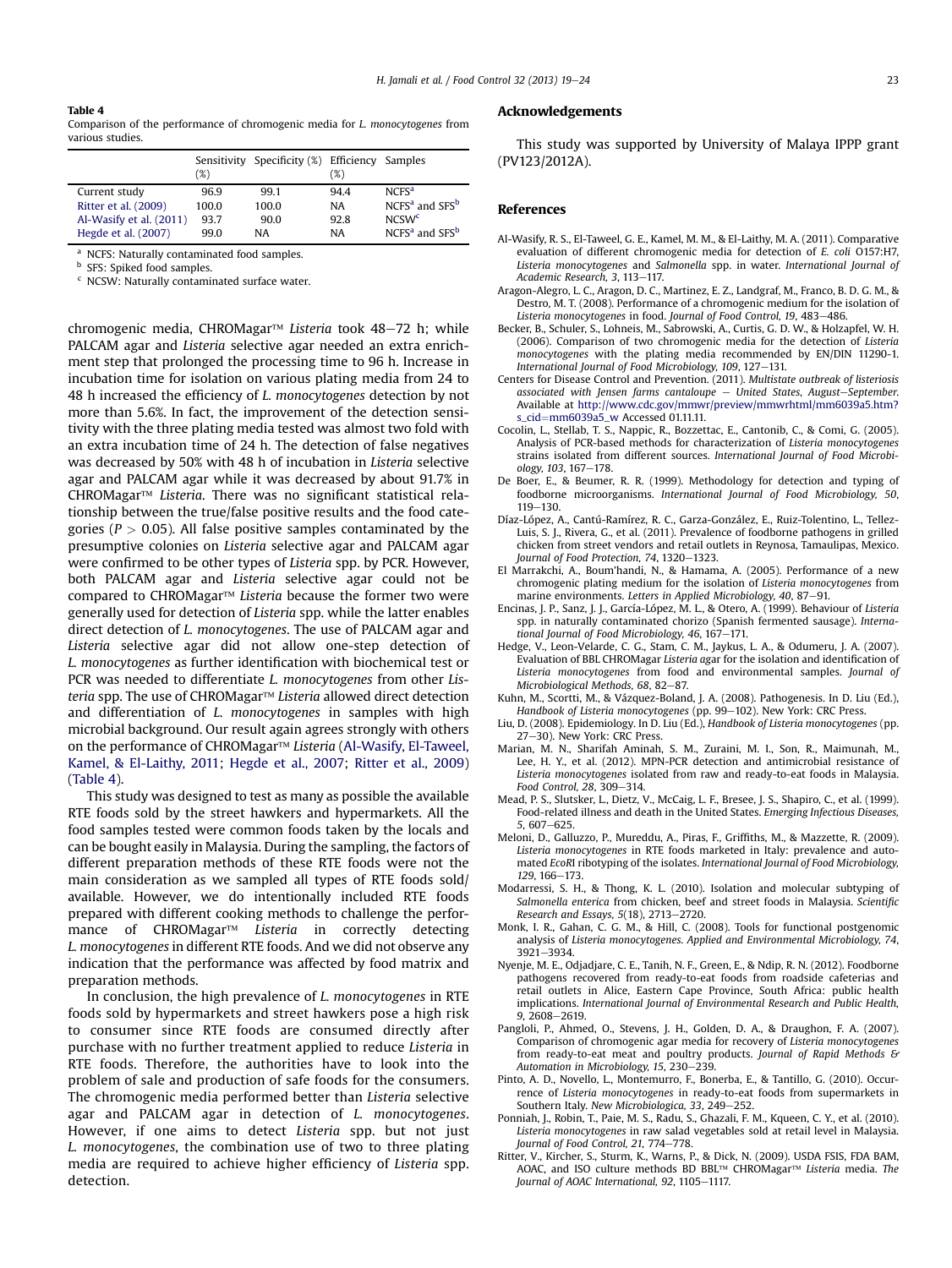**Table 4**
Comparison of the performance of chromogenic media for *L. monocytogenes* from various studies.

| | Sensitivity (%) | Specificity (%) | Efficiency (%) | Samples |
|---|---|---|---|---|
| Current study | 96.9 | 99.1 | 94.4 | NCFS[a] |
| Ritter et al. (2009) | 100.0 | 100.0 | NA | NCFS[a] and SFS[b] |
| Al-Wasify et al. (2011) | 93.7 | 90.0 | 92.8 | NCSW[c] |
| Hegde et al. (2007) | 99.0 | NA | NA | NCFS[a] and SFS[b] |

[a] NCFS: Naturally contaminated food samples.
[b] SFS: Spiked food samples.
[c] NCSW: Naturally contaminated surface water.

chromogenic media, CHROMagar™ *Listeria* took 48–72 h; while PALCAM agar and *Listeria* selective agar needed an extra enrichment step that prolonged the processing time to 96 h. Increase in incubation time for isolation on various plating media from 24 to 48 h increased the efficiency of *L. monocytogenes* detection by not more than 5.6%. In fact, the improvement of the detection sensitivity with the three plating media tested was almost two fold with an extra incubation time of 24 h. The detection of false negatives was decreased by 50% with 48 h of incubation in *Listeria* selective agar and PALCAM agar while it was decreased by about 91.7% in CHROMagar™ *Listeria*. There was no significant statistical relationship between the true/false positive results and the food categories ($P > 0.05$). All false positive samples contaminated by the presumptive colonies on *Listeria* selective agar and PALCAM agar were confirmed to be other types of *Listeria* spp. by PCR. However, both PALCAM agar and *Listeria* selective agar could not be compared to CHROMagar™ *Listeria* because the former two were generally used for detection of *Listeria* spp. while the latter enables direct detection of *L. monocytogenes*. The use of PALCAM agar and *Listeria* selective agar did not allow one-step detection of *L. monocytogenes* as further identification with biochemical test or PCR was needed to differentiate *L. monocytogenes* from other *Listeria* spp. The use of CHROMagar™ *Listeria* allowed direct detection and differentiation of *L. monocytogenes* in samples with high microbial background. Our result again agrees strongly with others on the performance of CHROMagar™ *Listeria* (Al-Wasify, El-Taweel, Kamel, & El-Laithy, 2011; Hegde et al., 2007; Ritter et al., 2009) (Table 4).

This study was designed to test as many as possible the available RTE foods sold by the street hawkers and hypermarkets. All the food samples tested were common foods taken by the locals and can be bought easily in Malaysia. During the sampling, the factors of different preparation methods of these RTE foods were not the main consideration as we sampled all types of RTE foods sold/available. However, we do intentionally included RTE foods prepared with different cooking methods to challenge the performance of CHROMagar™ *Listeria* in correctly detecting *L. monocytogenes* in different RTE foods. And we did not observe any indication that the performance was affected by food matrix and preparation methods.

In conclusion, the high prevalence of *L. monocytogenes* in RTE foods sold by hypermarkets and street hawkers pose a high risk to consumer since RTE foods are consumed directly after purchase with no further treatment applied to reduce *Listeria* in RTE foods. Therefore, the authorities have to look into the problem of sale and production of safe foods for the consumers. The chromogenic media performed better than *Listeria* selective agar and PALCAM agar in detection of *L. monocytogenes*. However, if one aims to detect *Listeria* spp. but not just *L. monocytogenes*, the combination use of two to three plating media are required to achieve higher efficiency of *Listeria* spp. detection.

## Acknowledgements

This study was supported by University of Malaya IPPP grant (PV123/2012A).

## References

Al-Wasify, R. S., El-Taweel, G. E., Kamel, M. M., & El-Laithy, M. A. (2011). Comparative evaluation of different chromogenic media for detection of *E. coli* O157:H7, *Listeria monocytogenes* and *Salmonella* spp. in water. *International Journal of Academic Research, 3*, 113–117.

Aragon-Alegro, L. C., Aragon, D. C., Martinez, E. Z., Landgraf, M., Franco, B. D. G. M., & Destro, M. T. (2008). Performance of a chromogenic medium for the isolation of *Listeria monocytogenes* in food. *Journal of Food Control, 19*, 483–486.

Becker, B., Schuler, S., Lohneis, M., Sabrowski, A., Curtis, G. D. W., & Holzapfel, W. H. (2006). Comparison of two chromogenic media for the detection of *Listeria monocytogenes* with the plating media recommended by EN/DIN 11290-1. *International Journal of Food Microbiology, 109*, 127–131.

Centers for Disease Control and Prevention. (2011). *Multistate outbreak of listeriosis associated with Jensen farms cantaloupe – United States, August–September*. Available at http://www.cdc.gov/mmwr/preview/mmwrhtml/mm6039a5.htm?s_cid=mm6039a5_w Accessed 01.11.11.

Cocolin, L., Stellab, T. S., Nappic, R., Bozzettac, E., Cantonib, C., & Comi, G. (2005). Analysis of PCR-based methods for characterization of *Listeria monocytogenes* strains isolated from different sources. *International Journal of Food Microbiology, 103*, 167–178.

De Boer, E., & Beumer, R. R. (1999). Methodology for detection and typing of foodborne microorganisms. *International Journal of Food Microbiology, 50*, 119–130.

Díaz-López, A., Cantú-Ramírez, R. C., Garza-González, E., Ruiz-Tolentino, L., Tellez-Luis, S. J., Rivera, G., et al. (2011). Prevalence of foodborne pathogens in grilled chicken from street vendors and retail outlets in Reynosa, Tamaulipas, Mexico. *Journal of Food Protection, 74*, 1320–1323.

El Marrakchi, A., Boum'handi, N., & Hamama, A. (2005). Performance of a new chromogenic plating medium for the isolation of *Listeria monocytogenes* from marine environments. *Letters in Applied Microbiology, 40*, 87–91.

Encinas, J. P., Sanz, J. J., García-López, M. L., & Otero, A. (1999). Behaviour of *Listeria* spp. in naturally contaminated chorizo (Spanish fermented sausage). *International Journal of Food Microbiology, 46*, 167–171.

Hedge, V., Leon-Velarde, C. G., Stam, C. M., Jaykus, L. A., & Odumeru, J. A. (2007). Evaluation of BBL CHROMagar *Listeria* agar for the isolation and identification of *Listeria monocytogenes* from food and environmental samples. *Journal of Microbiological Methods, 68*, 82–87.

Kuhn, M., Scortti, M., & Vázquez-Boland, J. A. (2008). Pathogenesis. In D. Liu (Ed.), *Handbook of Listeria monocytogenes* (pp. 99–102). New York: CRC Press.

Liu, D. (2008). Epidemiology. In D. Liu (Ed.), *Handbook of Listeria monocytogenes* (pp. 27–30). New York: CRC Press.

Marian, M. N., Sharifah Aminah, S. M., Zuraini, M. I., Son, R., Maimunah, M., Lee, H. Y., et al. (2012). MPN-PCR detection and antimicrobial resistance of *Listeria monocytogenes* isolated from raw and ready-to-eat foods in Malaysia. *Food Control, 28*, 309–314.

Mead, P. S., Slutsker, L., Dietz, V., McCaig, L. F., Bresee, J. S., Shapiro, C., et al. (1999). Food-related illness and death in the United States. *Emerging Infectious Diseases, 5*, 607–625.

Meloni, D., Galluzzo, P., Mureddu, A., Piras, F., Griffiths, M., & Mazzette, R. (2009). *Listeria monocytogenes* in RTE foods marketed in Italy: prevalence and automated *Eco*RI ribotyping of the isolates. *International Journal of Food Microbiology, 129*, 166–173.

Modarressi, S. H., & Thong, K. L. (2010). Isolation and molecular subtyping of *Salmonella enterica* from chicken, beef and street foods in Malaysia. *Scientific Research and Essays, 5*(18), 2713–2720.

Monk, I. R., Gahan, C. G. M., & Hill, C. (2008). Tools for functional postgenomic analysis of *Listeria monocytogenes*. *Applied and Environmental Microbiology, 74*, 3921–3934.

Nyenje, M. E., Odjadjare, C. E., Tanih, N. F., Green, E., & Ndip, R. N. (2012). Foodborne pathogens recovered from ready-to-eat foods from roadside cafeterias and retail outlets in Alice, Eastern Cape Province, South Africa: public health implications. *International Journal of Environmental Research and Public Health, 9*, 2608–2619.

Pangloli, P., Ahmed, O., Stevens, J. H., Golden, D. A., & Draughon, F. A. (2007). Comparison of chromogenic agar media for recovery of *Listeria monocytogenes* from ready-to-eat meat and poultry products. *Journal of Rapid Methods & Automation in Microbiology, 15*, 230–239.

Pinto, A. D., Novello, L., Montemurro, F., Bonerba, E., & Tantillo, G. (2010). Occurrence of *Listeria monocytogenes* in ready-to-eat foods from supermarkets in Southern Italy. *New Microbiologica, 33*, 249–252.

Ponniah, J., Robin, T., Paie, M. S., Radu, S., Ghazali, F. M., Kqueen, C. Y., et al. (2010). *Listeria monocytogenes* in raw salad vegetables sold at retail level in Malaysia. *Journal of Food Control, 21*, 774–778.

Ritter, V., Kircher, S., Sturm, K., Warns, P., & Dick, N. (2009). USDA FSIS, FDA BAM, AOAC, and ISO culture methods BD BBL™ CHROMagar™ *Listeria* media. *The Journal of AOAC International, 92*, 1105–1117.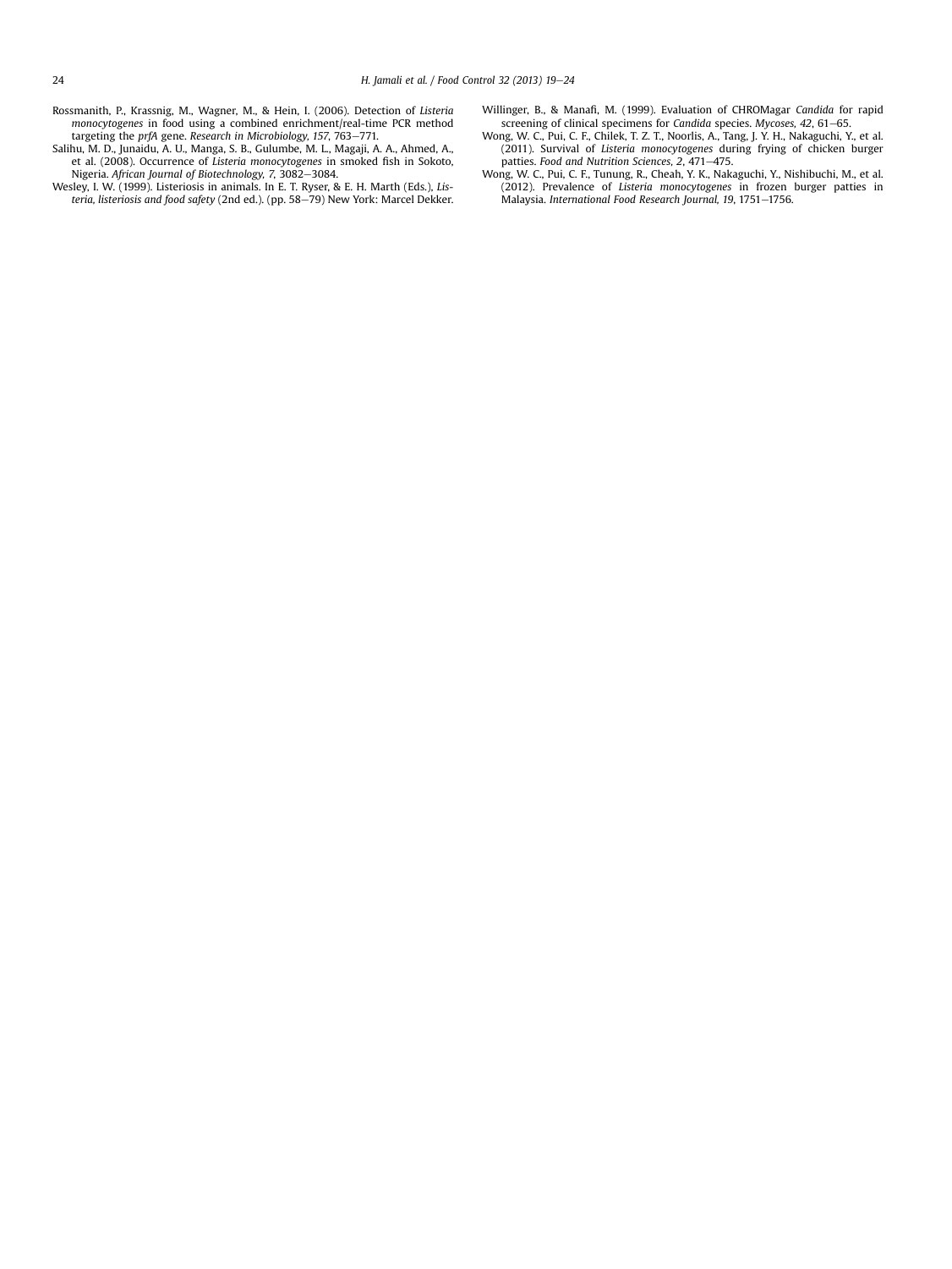Rossmanith, P., Krassnig, M., Wagner, M., & Hein, I. (2006). Detection of *Listeria monocytogenes* in food using a combined enrichment/real-time PCR method targeting the *prfA* gene. *Research in Microbiology, 157*, 763–771.

Salihu, M. D., Junaidu, A. U., Manga, S. B., Gulumbe, M. L., Magaji, A. A., Ahmed, A., et al. (2008). Occurrence of *Listeria monocytogenes* in smoked fish in Sokoto, Nigeria. *African Journal of Biotechnology, 7*, 3082–3084.

Wesley, I. W. (1999). Listeriosis in animals. In E. T. Ryser, & E. H. Marth (Eds.), *Listeria, listeriosis and food safety* (2nd ed.). (pp. 58–79) New York: Marcel Dekker.

Willinger, B., & Manafi, M. (1999). Evaluation of CHROMagar *Candida* for rapid screening of clinical specimens for *Candida* species. *Mycoses, 42*, 61–65.

Wong, W. C., Pui, C. F., Chilek, T. Z. T., Noorlis, A., Tang, J. Y. H., Nakaguchi, Y., et al. (2011). Survival of *Listeria monocytogenes* during frying of chicken burger patties. *Food and Nutrition Sciences, 2*, 471–475.

Wong, W. C., Pui, C. F., Tunung, R., Cheah, Y. K., Nakaguchi, Y., Nishibuchi, M., et al. (2012). Prevalence of *Listeria monocytogenes* in frozen burger patties in Malaysia. *International Food Research Journal, 19*, 1751–1756.